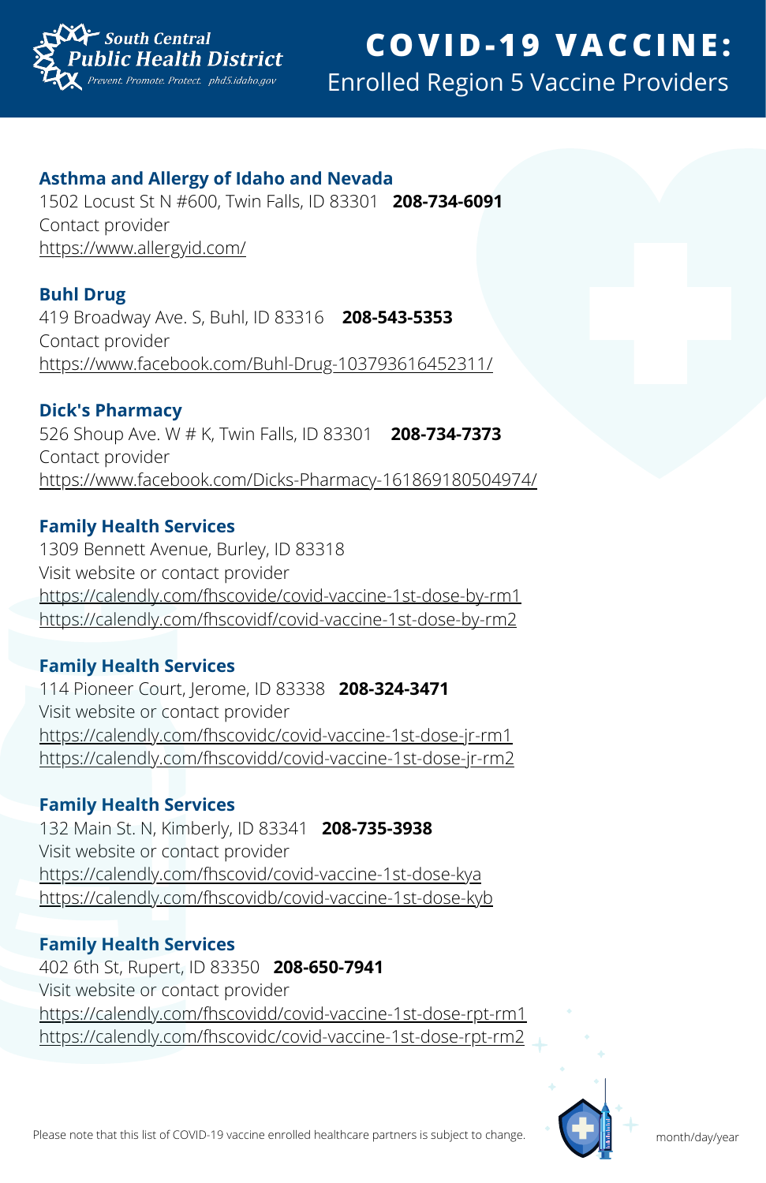South Central Public Health District
*Prevent. Promote. Protect. phd5.idaho.gov*

# COVID-19 VACCINE:

## Enrolled Region 5 Vaccine Providers

### Asthma and Allergy of Idaho and Nevada

1502 Locust St N #600, Twin Falls, ID 83301 **208-734-6091**
Contact provider
https://www.allergyid.com/

### Buhl Drug

419 Broadway Ave. S, Buhl, ID 83316 **208-543-5353**
Contact provider
https://www.facebook.com/Buhl-Drug-103793616452311/

### Dick's Pharmacy

526 Shoup Ave. W # K, Twin Falls, ID 83301 **208-734-7373**
Contact provider
https://www.facebook.com/Dicks-Pharmacy-161869180504974/

### Family Health Services

1309 Bennett Avenue, Burley, ID 83318
Visit website or contact provider
https://calendly.com/fhscovide/covid-vaccine-1st-dose-by-rm1
https://calendly.com/fhscovidf/covid-vaccine-1st-dose-by-rm2

### Family Health Services

114 Pioneer Court, Jerome, ID 83338 **208-324-3471**
Visit website or contact provider
https://calendly.com/fhscovidc/covid-vaccine-1st-dose-jr-rm1
https://calendly.com/fhscovidd/covid-vaccine-1st-dose-jr-rm2

### Family Health Services

132 Main St. N, Kimberly, ID 83341 **208-735-3938**
Visit website or contact provider
https://calendly.com/fhscovid/covid-vaccine-1st-dose-kya
https://calendly.com/fhscovidb/covid-vaccine-1st-dose-kyb

### Family Health Services

402 6th St, Rupert, ID 83350 **208-650-7941**
Visit website or contact provider
https://calendly.com/fhscovidd/covid-vaccine-1st-dose-rpt-rm1
https://calendly.com/fhscovidc/covid-vaccine-1st-dose-rpt-rm2

Please note that this list of COVID-19 vaccine enrolled healthcare partners is subject to change.

month/day/year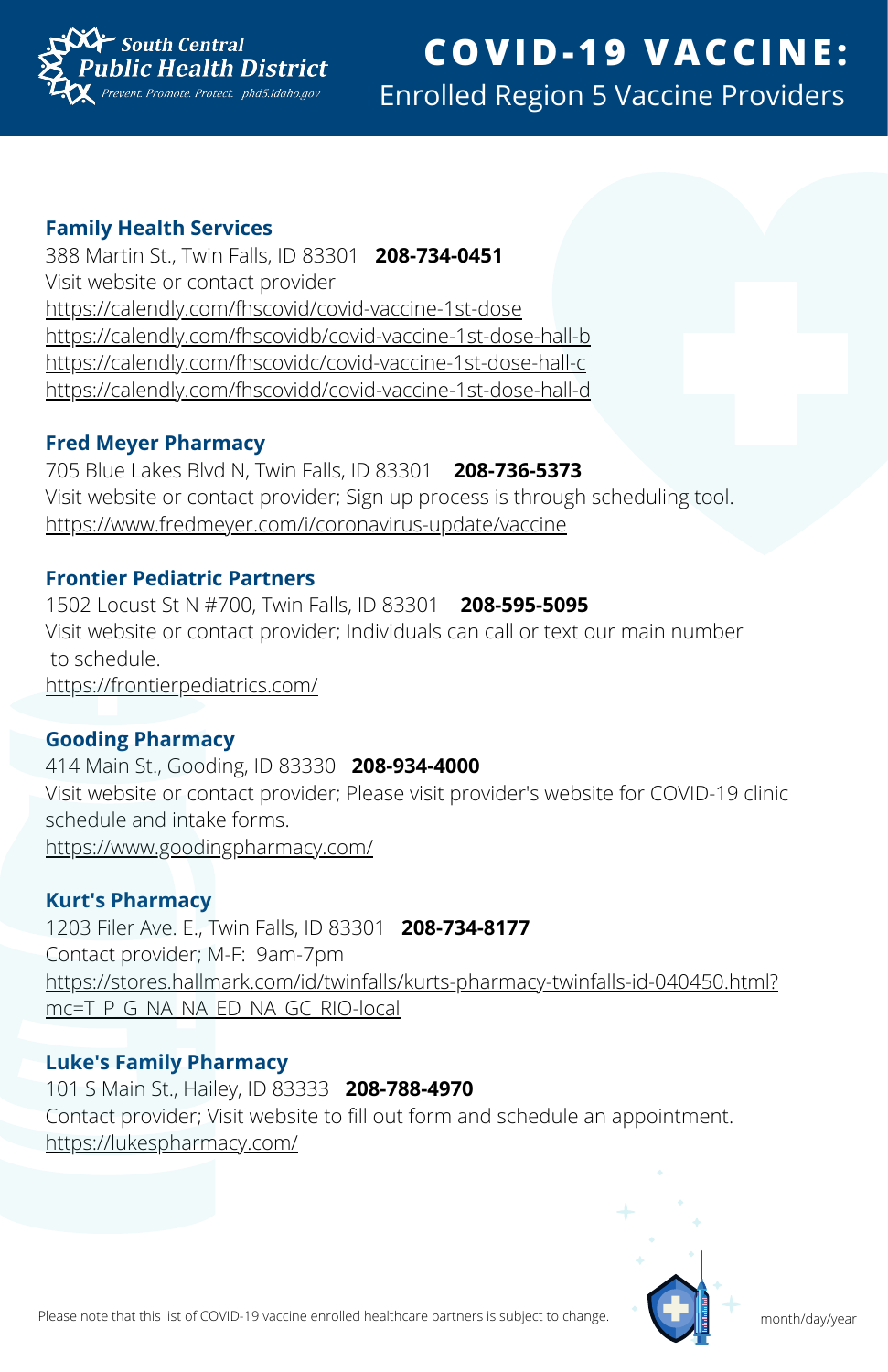South Central Public Health District
*Prevent. Promote. Protect. phd5.idaho.gov*

# COVID-19 VACCINE:

## Enrolled Region 5 Vaccine Providers

### Family Health Services

388 Martin St., Twin Falls, ID 83301 **208-734-0451**
Visit website or contact provider
https://calendly.com/fhscovid/covid-vaccine-1st-dose
https://calendly.com/fhscovidb/covid-vaccine-1st-dose-hall-b
https://calendly.com/fhscovidc/covid-vaccine-1st-dose-hall-c
https://calendly.com/fhscovidd/covid-vaccine-1st-dose-hall-d

### Fred Meyer Pharmacy

705 Blue Lakes Blvd N, Twin Falls, ID 83301 **208-736-5373**
Visit website or contact provider; Sign up process is through scheduling tool.
https://www.fredmeyer.com/i/coronavirus-update/vaccine

### Frontier Pediatric Partners

1502 Locust St N #700, Twin Falls, ID 83301 **208-595-5095**
Visit website or contact provider; Individuals can call or text our main number to schedule.
https://frontierpediatrics.com/

### Gooding Pharmacy

414 Main St., Gooding, ID 83330 **208-934-4000**
Visit website or contact provider; Please visit provider's website for COVID-19 clinic schedule and intake forms.
https://www.goodingpharmacy.com/

### Kurt's Pharmacy

1203 Filer Ave. E., Twin Falls, ID 83301 **208-734-8177**
Contact provider; M-F: 9am-7pm
https://stores.hallmark.com/id/twinfalls/kurts-pharmacy-twinfalls-id-040450.html?mc=T_P_G_NA_NA_ED_NA_GC_RIO-local

### Luke's Family Pharmacy

101 S Main St., Hailey, ID 83333 **208-788-4970**
Contact provider; Visit website to fill out form and schedule an appointment.
https://lukespharmacy.com/

Please note that this list of COVID-19 vaccine enrolled healthcare partners is subject to change.

month/day/year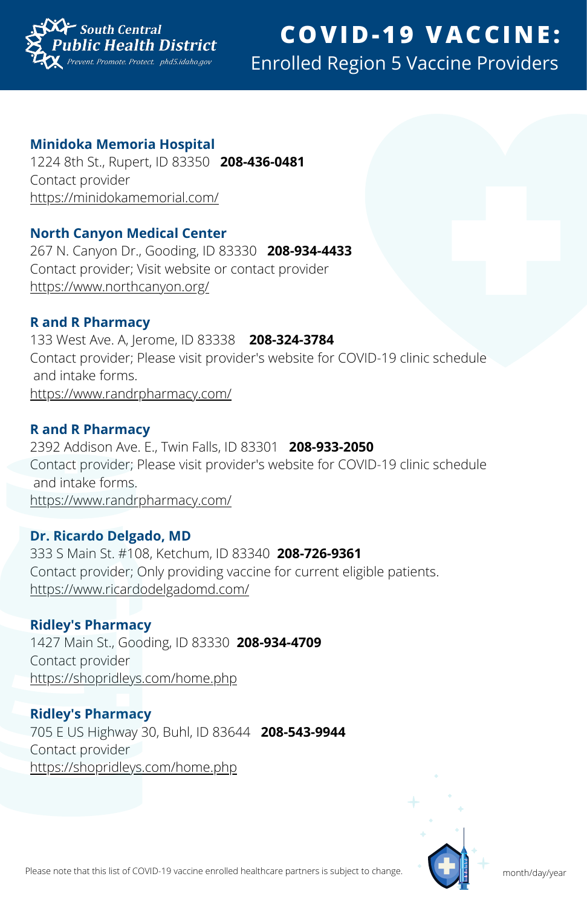South Central Public Health District
*Prevent. Promote. Protect. phd5.idaho.gov*

# COVID-19 VACCINE:
## Enrolled Region 5 Vaccine Providers

### Minidoka Memoria Hospital
1224 8th St., Rupert, ID 83350 **208-436-0481**
Contact provider
https://minidokamemorial.com/

### North Canyon Medical Center
267 N. Canyon Dr., Gooding, ID 83330 **208-934-4433**
Contact provider; Visit website or contact provider
https://www.northcanyon.org/

### R and R Pharmacy
133 West Ave. A, Jerome, ID 83338 **208-324-3784**
Contact provider; Please visit provider's website for COVID-19 clinic schedule and intake forms.
https://www.randrpharmacy.com/

### R and R Pharmacy
2392 Addison Ave. E., Twin Falls, ID 83301 **208-933-2050**
Contact provider; Please visit provider's website for COVID-19 clinic schedule and intake forms.
https://www.randrpharmacy.com/

### Dr. Ricardo Delgado, MD
333 S Main St. #108, Ketchum, ID 83340 **208-726-9361**
Contact provider; Only providing vaccine for current eligible patients.
https://www.ricardodelgadomd.com/

### Ridley's Pharmacy
1427 Main St., Gooding, ID 83330 **208-934-4709**
Contact provider
https://shopridleys.com/home.php

### Ridley's Pharmacy
705 E US Highway 30, Buhl, ID 83644 **208-543-9944**
Contact provider
https://shopridleys.com/home.php

Please note that this list of COVID-19 vaccine enrolled healthcare partners is subject to change.

month/day/year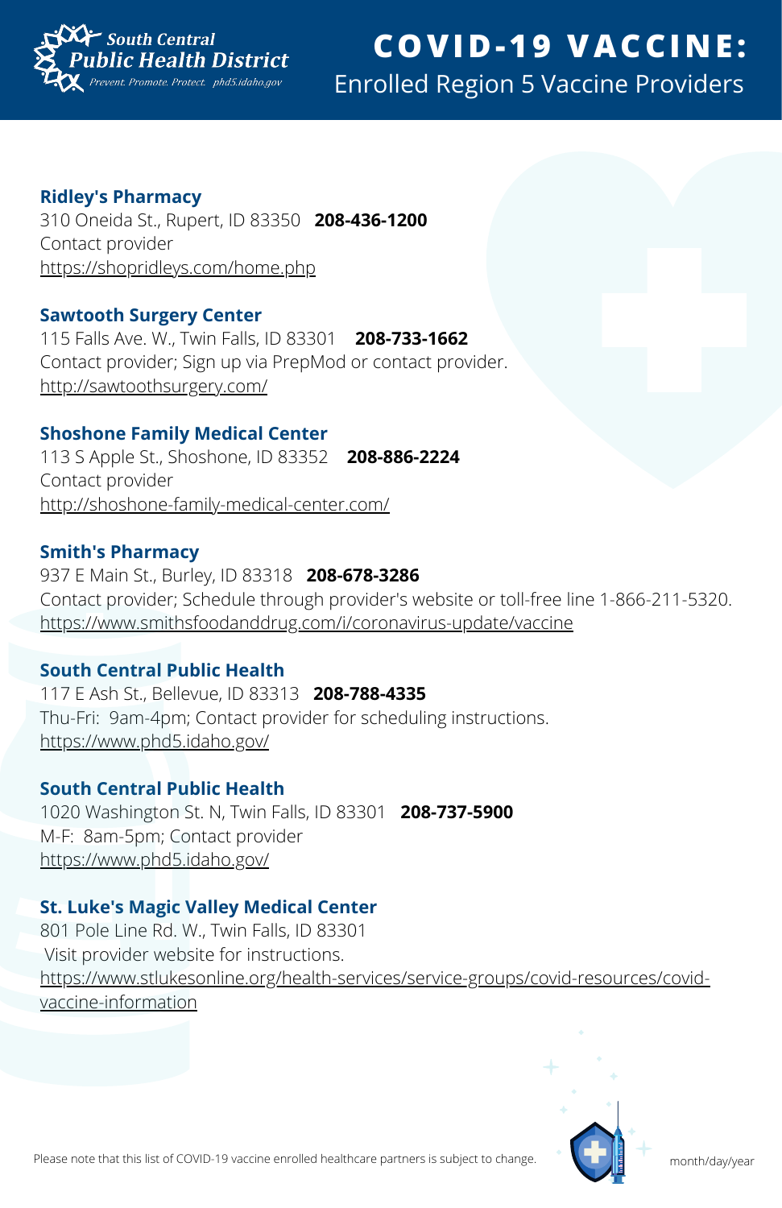South Central Public Health District
Prevent. Promote. Protect. phd5.idaho.gov

# COVID-19 VACCINE:

## Enrolled Region 5 Vaccine Providers

### Ridley's Pharmacy

310 Oneida St., Rupert, ID 83350 **208-436-1200**
Contact provider
https://shopridleys.com/home.php

### Sawtooth Surgery Center

115 Falls Ave. W., Twin Falls, ID 83301 **208-733-1662**
Contact provider; Sign up via PrepMod or contact provider.
http://sawtoothsurgery.com/

### Shoshone Family Medical Center

113 S Apple St., Shoshone, ID 83352 **208-886-2224**
Contact provider
http://shoshone-family-medical-center.com/

### Smith's Pharmacy

937 E Main St., Burley, ID 83318 **208-678-3286**
Contact provider; Schedule through provider's website or toll-free line 1-866-211-5320.
https://www.smithsfoodanddrug.com/i/coronavirus-update/vaccine

### South Central Public Health

117 E Ash St., Bellevue, ID 83313 **208-788-4335**
Thu-Fri: 9am-4pm; Contact provider for scheduling instructions.
https://www.phd5.idaho.gov/

### South Central Public Health

1020 Washington St. N, Twin Falls, ID 83301 **208-737-5900**
M-F: 8am-5pm; Contact provider
https://www.phd5.idaho.gov/

### St. Luke's Magic Valley Medical Center

801 Pole Line Rd. W., Twin Falls, ID 83301
Visit provider website for instructions.
https://www.stlukesonline.org/health-services/service-groups/covid-resources/covid-vaccine-information

Please note that this list of COVID-19 vaccine enrolled healthcare partners is subject to change.

month/day/year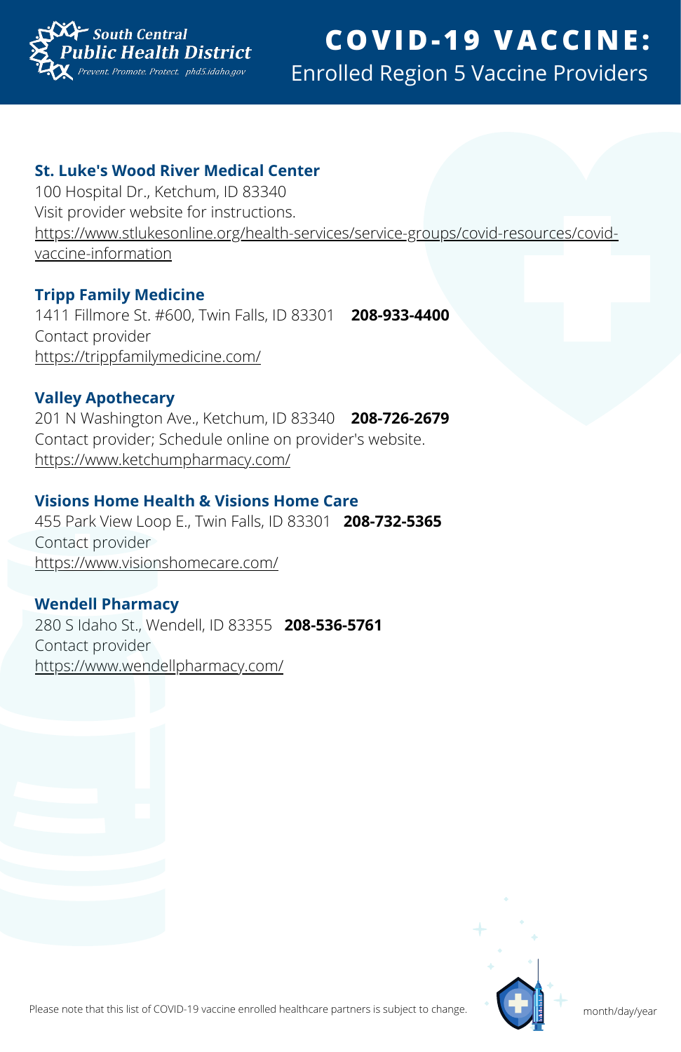South Central
Public Health District
Prevent. Promote. Protect. phd5.idaho.gov

# COVID-19 VACCINE:

## Enrolled Region 5 Vaccine Providers

### St. Luke's Wood River Medical Center

100 Hospital Dr., Ketchum, ID 83340
Visit provider website for instructions.
https://www.stlukesonline.org/health-services/service-groups/covid-resources/covid-vaccine-information

### Tripp Family Medicine

1411 Fillmore St. #600, Twin Falls, ID 83301 **208-933-4400**
Contact provider
https://trippfamilymedicine.com/

### Valley Apothecary

201 N Washington Ave., Ketchum, ID 83340 **208-726-2679**
Contact provider; Schedule online on provider's website.
https://www.ketchumpharmacy.com/

### Visions Home Health & Visions Home Care

455 Park View Loop E., Twin Falls, ID 83301 **208-732-5365**
Contact provider
https://www.visionshomecare.com/

### Wendell Pharmacy

280 S Idaho St., Wendell, ID 83355 **208-536-5761**
Contact provider
https://www.wendellpharmacy.com/

Please note that this list of COVID-19 vaccine enrolled healthcare partners is subject to change.

month/day/year